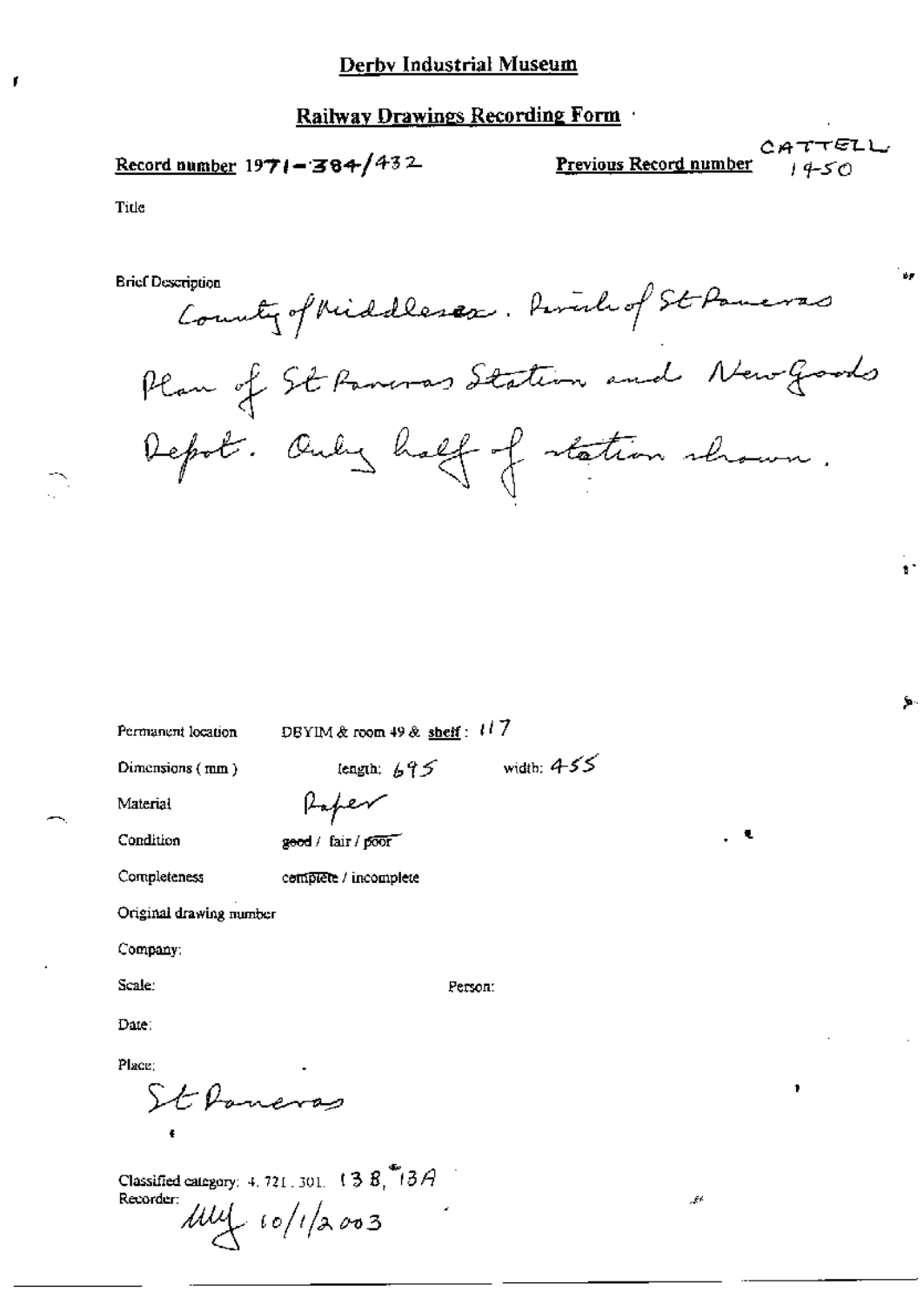# Derby Industrial Museum

## Railway Drawings Recording Form

**Record number** 1971-384/432

**Previous Record number** CATTELL 1450

Title

Brief Description

County of Middlesex. Parish of St Pancras
Plan of St Pancras Station and New Goods Depot. Only half of station shown.

Permanent location DBYIM & room 49 & shelf: 117

Dimensions (mm) length: 695 width: 455

Material Paper

Condition good / fair / ~~poor~~

Completeness ~~complete~~ / incomplete

Original drawing number

Company:

Scale: Person:

Date:

Place:

St Pancras

Classified category: 4. 721. 301. 138, 13A

Recorder: MMJ 10/1/2003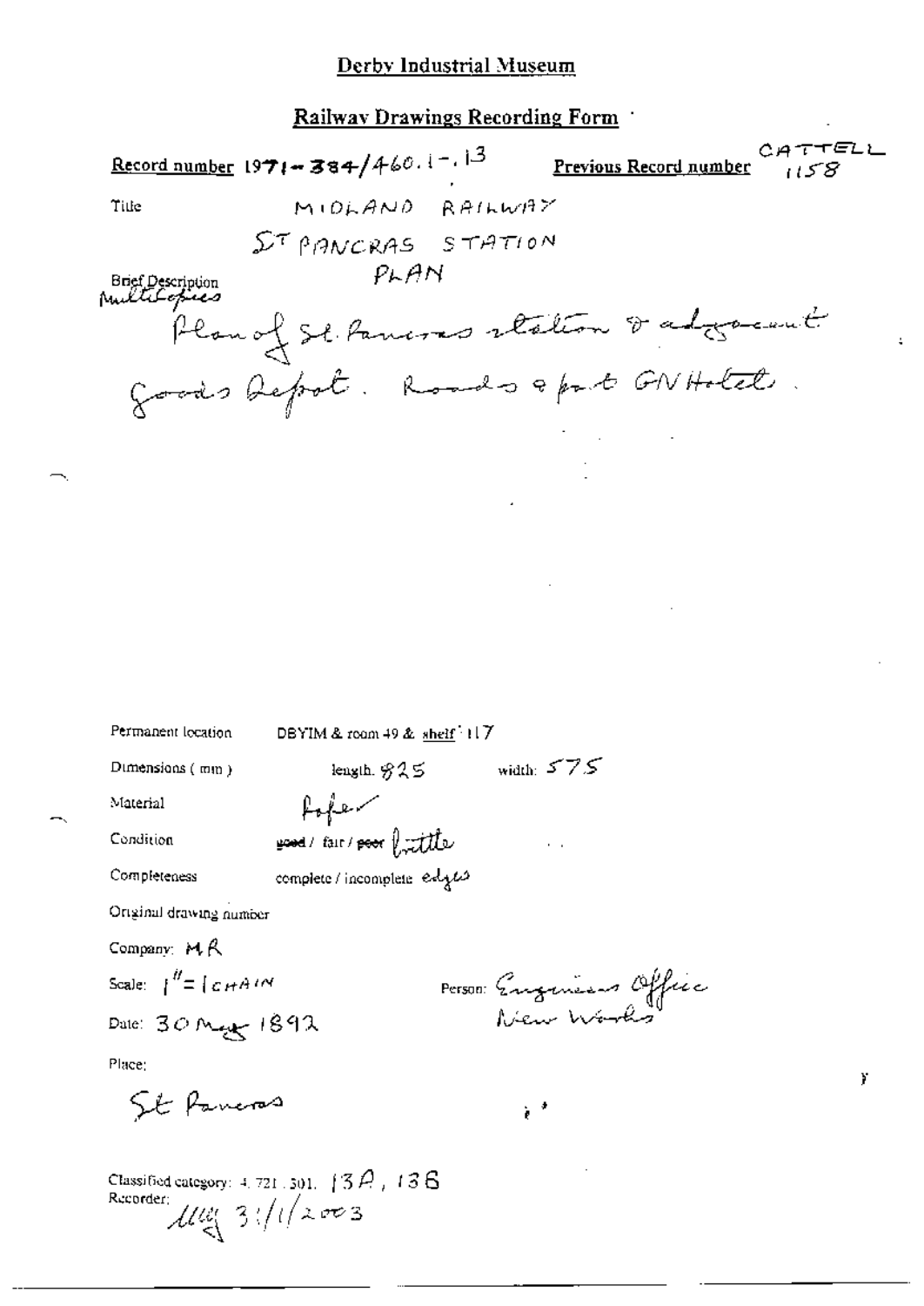# Derby Industrial Museum

## Railway Drawings Recording Form

**Record number** 1971-384/460.1-.13 **Previous Record number** CATTELL 1158

Title MIDLAND RAILWAY
ST PANCRAS STATION
PLAN

Brief Description
Multicopies
Plan of St Pancras station & adjacent Goods Depot. Roads & part GN Hotel.

Permanent location DBYIM & room 49 & shelf: 117

Dimensions (mm) length 825 width: 575

Material Paper

Condition ~~good~~ / fair / ~~poor~~ brittle

Completeness complete / incomplete edges

Original drawing number

Company: MR

Scale: 1" = 1 CHAIN

Person: Engineers Office New Works

Date: 30 May 1892

Place:
St Pancras

Classified category: 4.721.501. 13A, 13G
Recorder: [signature] 31/1/2003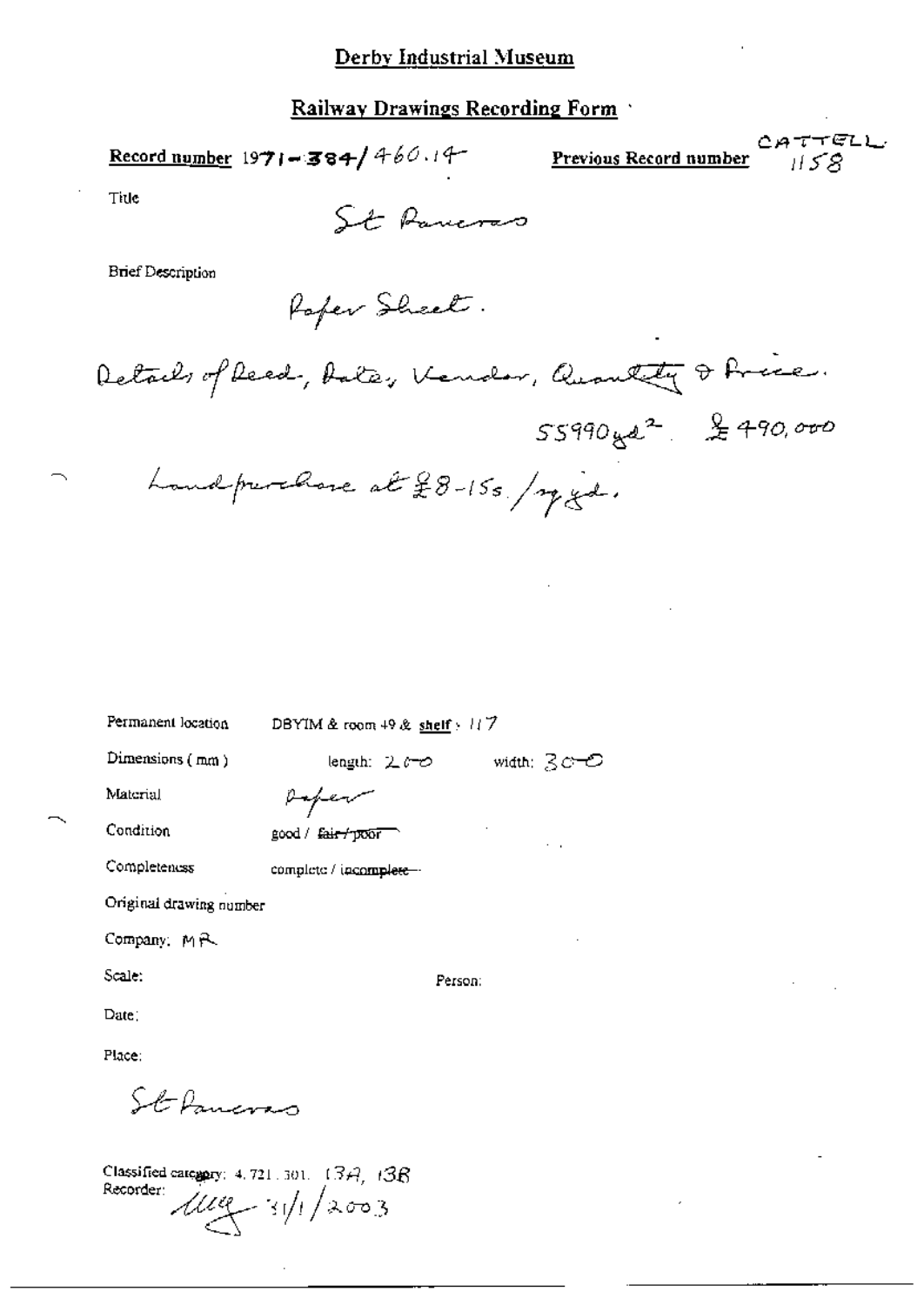# Derby Industrial Museum

## Railway Drawings Recording Form

**Record number** 1971-384/460.14 **Previous Record number** CATTELL 1158

Title

St Pancras

Brief Description

Paper Sheet.

Details of Deed, Date, Vendor, Quantity & Price.

55990 $yd^2$. £490,000

Land purchase at £8-15s./sq yd.

Permanent location DBYIM & room 49 & shelf : 117

Dimensions (mm) length: 200 width: 300

Material Paper

Condition good / ~~fair / poor~~

Completeness complete / ~~incomplete~~

Original drawing number

Company: MR

Scale: Person:

Date:

Place:

St Pancras

Classified category: 4.721.301. 13A, 13B

Recorder: [signature] 31/1/2003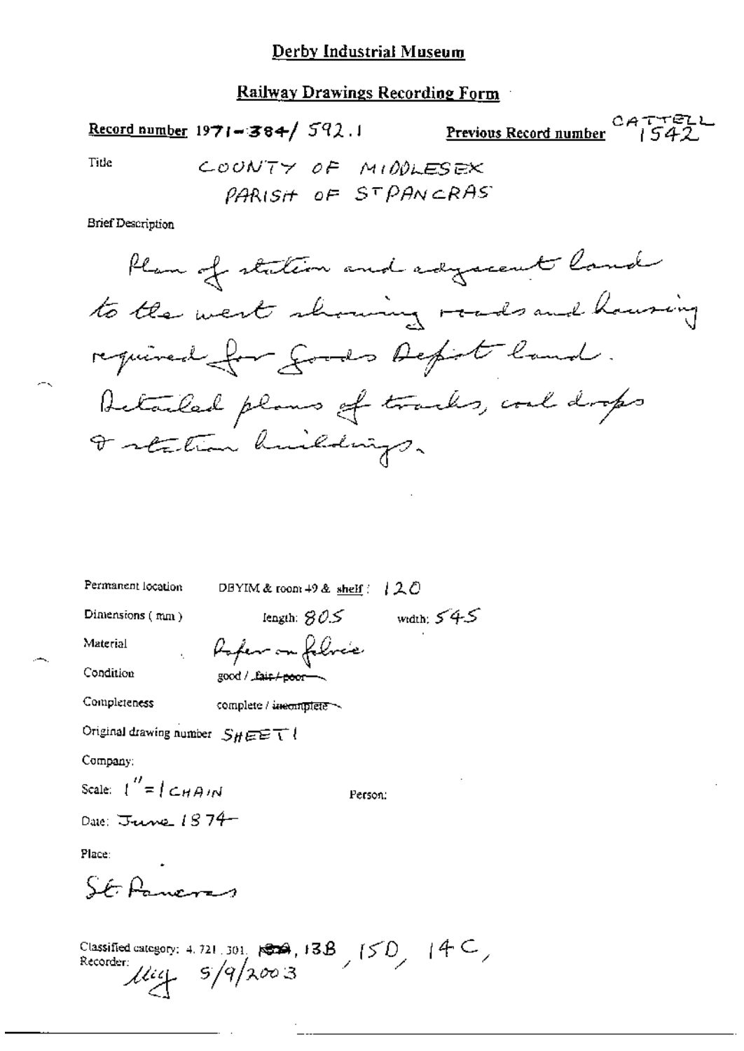# Derby Industrial Museum

## Railway Drawings Recording Form

**Record number** 1971-384/ 592.1 **Previous Record number** CATTELL 1542

Title COUNTY OF MIDDLESEX PARISH OF ST PANCRAS

Brief Description

Plan of station and adjacent land to the west showing roads and housing required for Goods Depot land. Detailed plans of tracks, coal drops & station buildings.

Permanent location DBYIM & room 49 & shelf : 120

Dimensions (mm) length: 805 width: 545

Material Paper on fabric

Condition good / ~~fair / poor~~

Completeness complete / ~~incomplete~~

Original drawing number SHEET 1

Company:

Scale: 1" = 1 CHAIN Person:

Date: June 1874

Place:

St Pancras

Classified category: 4. 721. 301. ~~13A~~, 13B, 15D, 14C,

Recorder: lliy 5/9/2003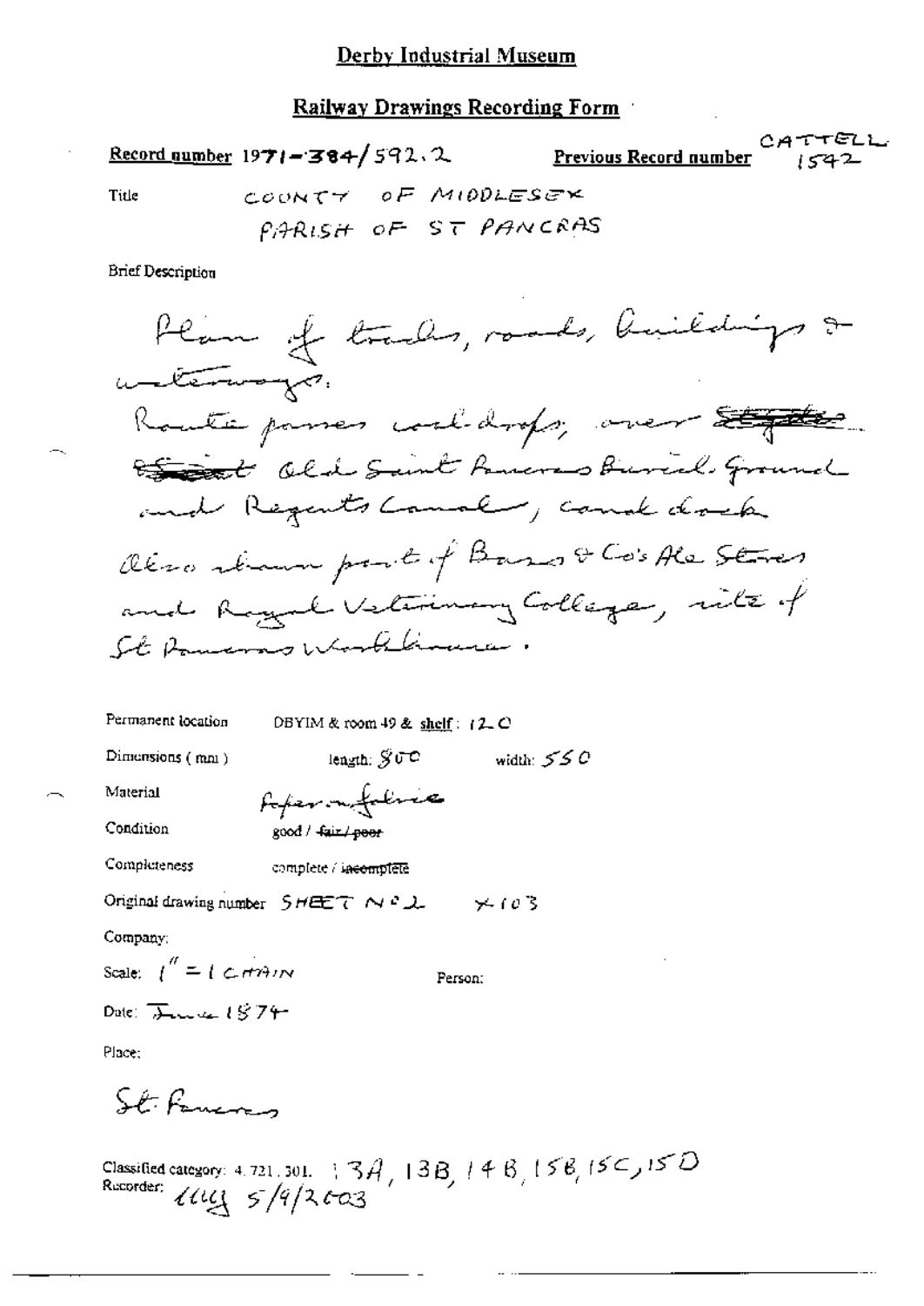# Derby Industrial Museum

## Railway Drawings Recording Form

**Record number** 1971-384/592.2 **Previous Record number** CATTELL 1542

Title COUNTY OF MIDDLESEX
PARISH OF ST PANCRAS

Brief Description

Plan of tracks, roads, buildings & waterways.
Route passes coal-drops, over ~~Saint~~ Old Saint Pancras Burial Ground and Regents Canal, canal dock.
Also shown part of Bass & Co's Ale Stores and Royal Veterinary College, site of St Pancras Workhouse.

Permanent location DBYIM & room 49 & shelf: 12 C

Dimensions (mm) length: 800 width: 550

Material Paper on fabric

Condition good / ~~fair / poor~~

Completeness complete / ~~incomplete~~

Original drawing number SHEET No 2 x 103

Company:

Scale: 1" = 1 CHAIN Person:

Date: June 1874

Place:

St Pancras

Classified category: 4.721.301. 13A, 13B, 14B, 15B, 15C, 15D
Recorder: lly 5/9/2003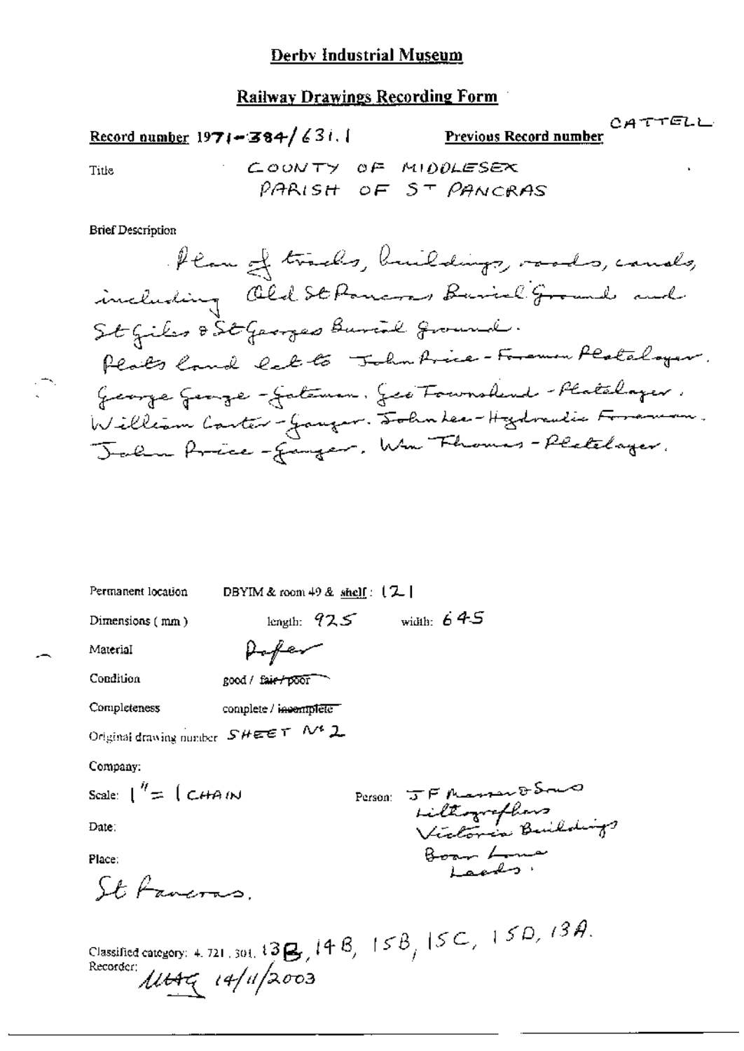## Derby Industrial Museum

### Railway Drawings Recording Form

**Record number** 1971-384/631.1

**Previous Record number** CATTELL

Title

COUNTY OF MIDDLESEX
PARISH OF ST PANCRAS

Brief Description

Plan of tracks, buildings, roads, canals, including Old St Pancras Burial Ground and St Giles & St Georges Burial Ground.
Plots land let to John Price - Foreman Platelayer. George George - Gateman. Geo Townshend - Platelayer. William Carter - Ganger. John Lee - Hydraulic Foreman. John Price - Ganger. Wm Thomas - Platelayer.

Permanent location DBYIM & room 49 & shelf: 121

Dimensions (mm) length: 925 width: 645

Material Paper

Condition good / ~~fair / poor~~

Completeness complete / ~~incomplete~~

Original drawing number SHEET No 2

Company:

Scale: 1" = 1 CHAIN

Person: J F Masser & Sons
Lithographers
Victoria Buildings
Boar Lane
Leeds.

Date:

Place:

St Pancras.

Classified category: 4. 721. 301. 13B, 14B, 15B, 15C, 15D, 13A.

Recorder: MHG 14/11/2003